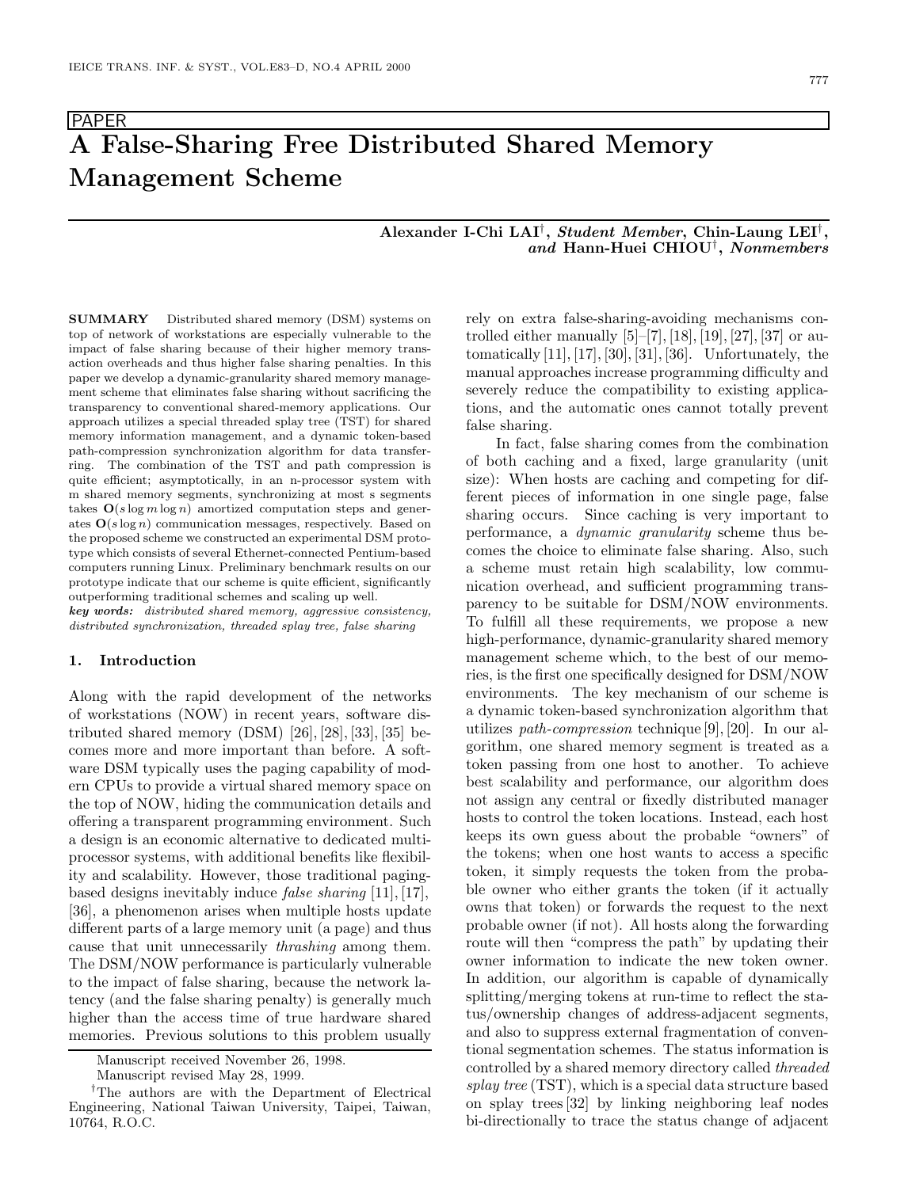PAPER

# A False-Sharing Free Distributed Shared Memory Management Scheme

**Alexander I-Chi LAI**[†], *Student Member*, **Chin-Laung LEI**[†], *and* **Hann-Huei CHIOU**[†], *Nonmembers*

**SUMMARY** Distributed shared memory (DSM) systems on top of network of workstations are especially vulnerable to the impact of false sharing because of their higher memory transaction overheads and thus higher false sharing penalties. In this paper we develop a dynamic-granularity shared memory management scheme that eliminates false sharing without sacrificing the transparency to conventional shared-memory applications. Our approach utilizes a special threaded splay tree (TST) for shared memory information management, and a dynamic token-based path-compression synchronization algorithm for data transferring. The combination of the TST and path compression is quite efficient; asymptotically, in an n-processor system with m shared memory segments, synchronizing at most s segments takes $\mathbf{O}(s \log m \log n)$ amortized computation steps and generates $\mathbf{O}(s \log n)$ communication messages, respectively. Based on the proposed scheme we constructed an experimental DSM prototype which consists of several Ethernet-connected Pentium-based computers running Linux. Preliminary benchmark results on our prototype indicate that our scheme is quite efficient, significantly outperforming traditional schemes and scaling up well.

*key words:* *distributed shared memory, aggressive consistency, distributed synchronization, threaded splay tree, false sharing*

## 1. Introduction

Along with the rapid development of the networks of workstations (NOW) in recent years, software distributed shared memory (DSM) [26], [28], [33], [35] becomes more and more important than before. A software DSM typically uses the paging capability of modern CPUs to provide a virtual shared memory space on the top of NOW, hiding the communication details and offering a transparent programming environment. Such a design is an economic alternative to dedicated multiprocessor systems, with additional benefits like flexibility and scalability. However, those traditional paging-based designs inevitably induce *false sharing* [11], [17], [36], a phenomenon arises when multiple hosts update different parts of a large memory unit (a page) and thus cause that unit unnecessarily *thrashing* among them. The DSM/NOW performance is particularly vulnerable to the impact of false sharing, because the network latency (and the false sharing penalty) is generally much higher than the access time of true hardware shared memories. Previous solutions to this problem usually rely on extra false-sharing-avoiding mechanisms controlled either manually [5]–[7], [18], [19], [27], [37] or automatically [11], [17], [30], [31], [36]. Unfortunately, the manual approaches increase programming difficulty and severely reduce the compatibility to existing applications, and the automatic ones cannot totally prevent false sharing.

In fact, false sharing comes from the combination of both caching and a fixed, large granularity (unit size): When hosts are caching and competing for different pieces of information in one single page, false sharing occurs. Since caching is very important to performance, a *dynamic granularity* scheme thus becomes the choice to eliminate false sharing. Also, such a scheme must retain high scalability, low communication overhead, and sufficient programming transparency to be suitable for DSM/NOW environments. To fulfill all these requirements, we propose a new high-performance, dynamic-granularity shared memory management scheme which, to the best of our memories, is the first one specifically designed for DSM/NOW environments. The key mechanism of our scheme is a dynamic token-based synchronization algorithm that utilizes *path-compression* technique [9], [20]. In our algorithm, one shared memory segment is treated as a token passing from one host to another. To achieve best scalability and performance, our algorithm does not assign any central or fixedly distributed manager hosts to control the token locations. Instead, each host keeps its own guess about the probable "owners" of the tokens; when one host wants to access a specific token, it simply requests the token from the probable owner who either grants the token (if it actually owns that token) or forwards the request to the next probable owner (if not). All hosts along the forwarding route will then "compress the path" by updating their owner information to indicate the new token owner. In addition, our algorithm is capable of dynamically splitting/merging tokens at run-time to reflect the status/ownership changes of address-adjacent segments, and also to suppress external fragmentation of conventional segmentation schemes. The status information is controlled by a shared memory directory called *threaded splay tree* (TST), which is a special data structure based on splay trees [32] by linking neighboring leaf nodes bi-directionally to trace the status change of adjacent

Manuscript received November 26, 1998.
Manuscript revised May 28, 1999.
[†]The authors are with the Department of Electrical Engineering, National Taiwan University, Taipei, Taiwan, 10764, R.O.C.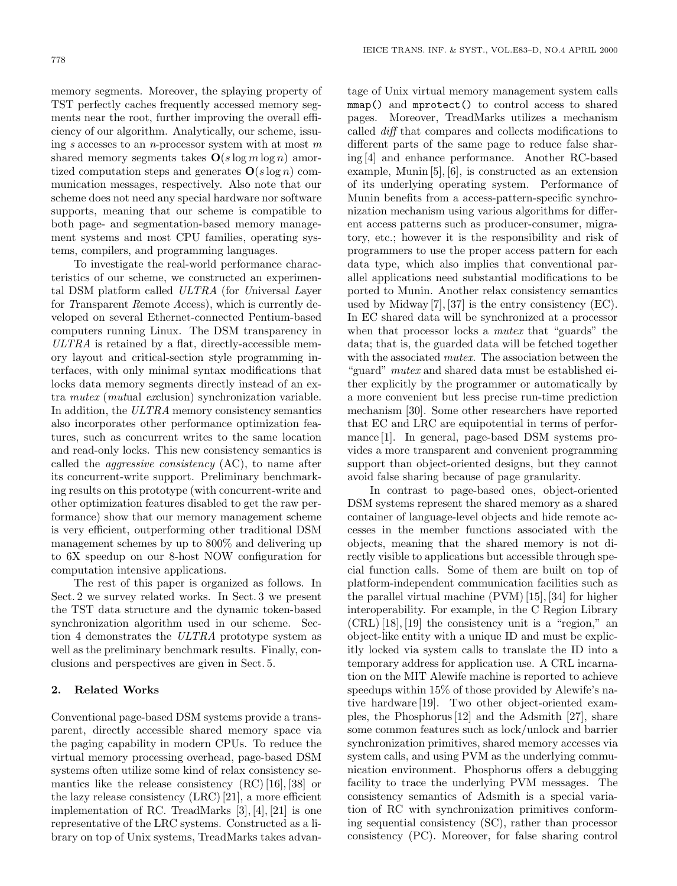memory segments. Moreover, the splaying property of TST perfectly caches frequently accessed memory segments near the root, further improving the overall efficiency of our algorithm. Analytically, our scheme, issuing $s$ accesses to an $n$-processor system with at most $m$ shared memory segments takes $\mathbf{O}(s \log m \log n)$ amortized computation steps and generates $\mathbf{O}(s \log n)$ communication messages, respectively. Also note that our scheme does not need any special hardware nor software supports, meaning that our scheme is compatible to both page- and segmentation-based memory management systems and most CPU families, operating systems, compilers, and programming languages.

To investigate the real-world performance characteristics of our scheme, we constructed an experimental DSM platform called *ULTRA* (for *U*niversal *L*ayer for *T*ransparent *R*emote *A*ccess), which is currently developed on several Ethernet-connected Pentium-based computers running Linux. The DSM transparency in *ULTRA* is retained by a flat, directly-accessible memory layout and critical-section style programming interfaces, with only minimal syntax modifications that locks data memory segments directly instead of an extra *mutex* (*mut*ual *ex*clusion) synchronization variable. In addition, the *ULTRA* memory consistency semantics also incorporates other performance optimization features, such as concurrent writes to the same location and read-only locks. This new consistency semantics is called the *aggressive consistency* (AC), to name after its concurrent-write support. Preliminary benchmarking results on this prototype (with concurrent-write and other optimization features disabled to get the raw performance) show that our memory management scheme is very efficient, outperforming other traditional DSM management schemes by up to 800% and delivering up to 6X speedup on our 8-host NOW configuration for computation intensive applications.

The rest of this paper is organized as follows. In Sect. 2 we survey related works. In Sect. 3 we present the TST data structure and the dynamic token-based synchronization algorithm used in our scheme. Section 4 demonstrates the *ULTRA* prototype system as well as the preliminary benchmark results. Finally, conclusions and perspectives are given in Sect. 5.

## 2. Related Works

Conventional page-based DSM systems provide a transparent, directly accessible shared memory space via the paging capability in modern CPUs. To reduce the virtual memory processing overhead, page-based DSM systems often utilize some kind of relax consistency semantics like the release consistency (RC) [16], [38] or the lazy release consistency (LRC) [21], a more efficient implementation of RC. TreadMarks [3], [4], [21] is one representative of the LRC systems. Constructed as a library on top of Unix systems, TreadMarks takes advantage of Unix virtual memory management system calls `mmap()` and `mprotect()` to control access to shared pages. Moreover, TreadMarks utilizes a mechanism called *diff* that compares and collects modifications to different parts of the same page to reduce false sharing [4] and enhance performance. Another RC-based example, Munin [5], [6], is constructed as an extension of its underlying operating system. Performance of Munin benefits from a access-pattern-specific synchronization mechanism using various algorithms for different access patterns such as producer-consumer, migratory, etc.; however it is the responsibility and risk of programmers to use the proper access pattern for each data type, which also implies that conventional parallel applications need substantial modifications to be ported to Munin. Another relax consistency semantics used by Midway [7], [37] is the entry consistency (EC). In EC shared data will be synchronized at a processor when that processor locks a *mutex* that "guards" the data; that is, the guarded data will be fetched together with the associated *mutex*. The association between the "guard" *mutex* and shared data must be established either explicitly by the programmer or automatically by a more convenient but less precise run-time prediction mechanism [30]. Some other researchers have reported that EC and LRC are equipotential in terms of performance [1]. In general, page-based DSM systems provides a more transparent and convenient programming support than object-oriented designs, but they cannot avoid false sharing because of page granularity.

In contrast to page-based ones, object-oriented DSM systems represent the shared memory as a shared container of language-level objects and hide remote accesses in the member functions associated with the objects, meaning that the shared memory is not directly visible to applications but accessible through special function calls. Some of them are built on top of platform-independent communication facilities such as the parallel virtual machine (PVM) [15], [34] for higher interoperability. For example, in the C Region Library (CRL) [18], [19] the consistency unit is a "region," an object-like entity with a unique ID and must be explicitly locked via system calls to translate the ID into a temporary address for application use. A CRL incarnation on the MIT Alewife machine is reported to achieve speedups within 15% of those provided by Alewife's native hardware [19]. Two other object-oriented examples, the Phosphorus [12] and the Adsmith [27], share some common features such as lock/unlock and barrier synchronization primitives, shared memory accesses via system calls, and using PVM as the underlying communication environment. Phosphorus offers a debugging facility to trace the underlying PVM messages. The consistency semantics of Adsmith is a special variation of RC with synchronization primitives conforming sequential consistency (SC), rather than processor consistency (PC). Moreover, for false sharing control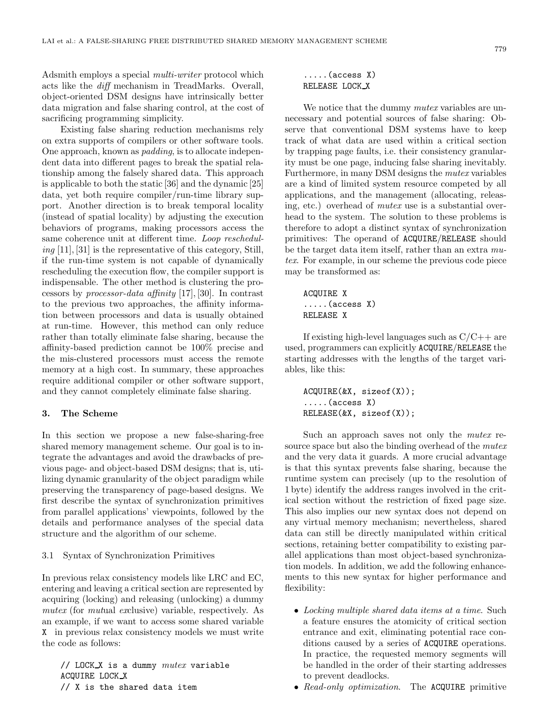Adsmith employs a special *multi-writer* protocol which acts like the *diff* mechanism in TreadMarks. Overall, object-oriented DSM designs have intrinsically better data migration and false sharing control, at the cost of sacrificing programming simplicity.

Existing false sharing reduction mechanisms rely on extra supports of compilers or other software tools. One approach, known as *padding*, is to allocate independent data into different pages to break the spatial relationship among the falsely shared data. This approach is applicable to both the static [36] and the dynamic [25] data, yet both require compiler/run-time library support. Another direction is to break temporal locality (instead of spatial locality) by adjusting the execution behaviors of programs, making processors access the same coherence unit at different time. *Loop rescheduling* [11], [31] is the representative of this category, Still, if the run-time system is not capable of dynamically rescheduling the execution flow, the compiler support is indispensable. The other method is clustering the processors by *processor-data affinity* [17], [30]. In contrast to the previous two approaches, the affinity information between processors and data is usually obtained at run-time. However, this method can only reduce rather than totally eliminate false sharing, because the affinity-based prediction cannot be 100% precise and the mis-clustered processors must access the remote memory at a high cost. In summary, these approaches require additional compiler or other software support, and they cannot completely eliminate false sharing.

## 3. The Scheme

In this section we propose a new false-sharing-free shared memory management scheme. Our goal is to integrate the advantages and avoid the drawbacks of previous page- and object-based DSM designs; that is, utilizing dynamic granularity of the object paradigm while preserving the transparency of page-based designs. We first describe the syntax of synchronization primitives from parallel applications' viewpoints, followed by the details and performance analyses of the special data structure and the algorithm of our scheme.

### 3.1 Syntax of Synchronization Primitives

In previous relax consistency models like LRC and EC, entering and leaving a critical section are represented by acquiring (locking) and releasing (unlocking) a dummy *mutex* (for *mut*ual *ex*clusive) variable, respectively. As an example, if we want to access some shared variable X in previous relax consistency models we must write the code as follows:

```
// LOCK_X is a dummy mutex variable
ACQUIRE LOCK_X
// X is the shared data item
.....(access X)
RELEASE LOCK_X
```

We notice that the dummy *mutex* variables are unnecessary and potential sources of false sharing: Observe that conventional DSM systems have to keep track of what data are used within a critical section by trapping page faults, i.e. their consistency granularity must be one page, inducing false sharing inevitably. Furthermore, in many DSM designs the *mutex* variables are a kind of limited system resource competed by all applications, and the management (allocating, releasing, etc.) overhead of *mutex* use is a substantial overhead to the system. The solution to these problems is therefore to adopt a distinct syntax of synchronization primitives: The operand of ACQUIRE/RELEASE should be the target data item itself, rather than an extra *mutex*. For example, in our scheme the previous code piece may be transformed as:

```
ACQUIRE X
.....(access X)
RELEASE X
```

If existing high-level languages such as C/C++ are used, programmers can explicitly ACQUIRE/RELEASE the starting addresses with the lengths of the target variables, like this:

```
ACQUIRE(&X, sizeof(X));
.....(access X)
RELEASE(&X, sizeof(X));
```

Such an approach saves not only the *mutex* resource space but also the binding overhead of the *mutex* and the very data it guards. A more crucial advantage is that this syntax prevents false sharing, because the runtime system can precisely (up to the resolution of 1 byte) identify the address ranges involved in the critical section without the restriction of fixed page size. This also implies our new syntax does not depend on any virtual memory mechanism; nevertheless, shared data can still be directly manipulated within critical sections, retaining better compatibility to existing parallel applications than most object-based synchronization models. In addition, we add the following enhancements to this new syntax for higher performance and flexibility:

- *Locking multiple shared data items at a time.* Such a feature ensures the atomicity of critical section entrance and exit, eliminating potential race conditions caused by a series of ACQUIRE operations. In practice, the requested memory segments will be handled in the order of their starting addresses to prevent deadlocks.
- *Read-only optimization.* The ACQUIRE primitive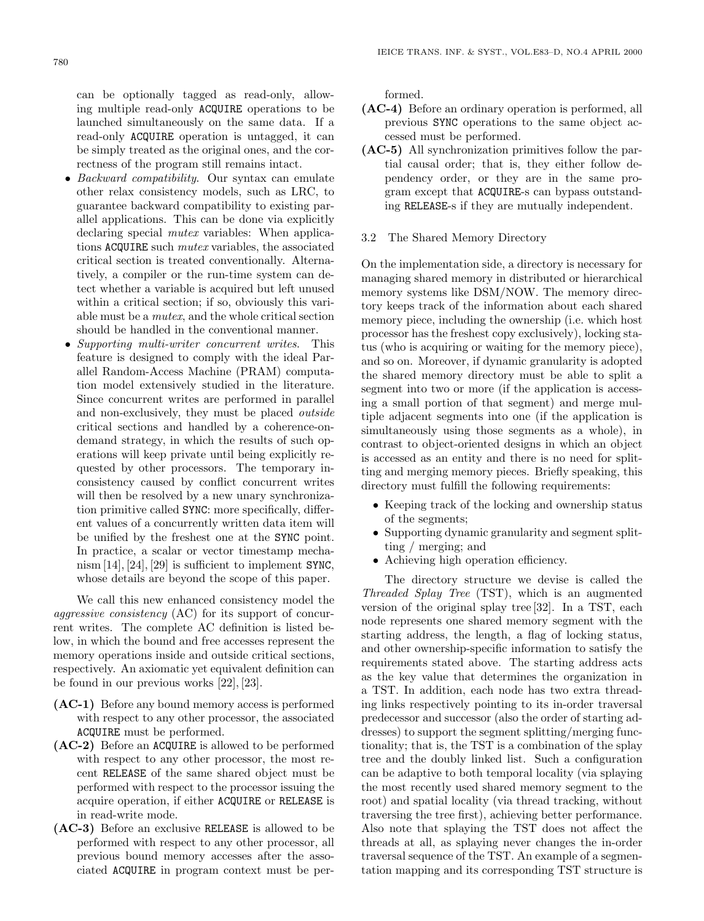can be optionally tagged as read-only, allowing multiple read-only ACQUIRE operations to be launched simultaneously on the same data. If a read-only ACQUIRE operation is untagged, it can be simply treated as the original ones, and the correctness of the program still remains intact.

- *Backward compatibility.* Our syntax can emulate other relax consistency models, such as LRC, to guarantee backward compatibility to existing parallel applications. This can be done via explicitly declaring special *mutex* variables: When applications ACQUIRE such *mutex* variables, the associated critical section is treated conventionally. Alternatively, a compiler or the run-time system can detect whether a variable is acquired but left unused within a critical section; if so, obviously this variable must be a *mutex*, and the whole critical section should be handled in the conventional manner.
- *Supporting multi-writer concurrent writes.* This feature is designed to comply with the ideal Parallel Random-Access Machine (PRAM) computation model extensively studied in the literature. Since concurrent writes are performed in parallel and non-exclusively, they must be placed *outside* critical sections and handled by a coherence-on-demand strategy, in which the results of such operations will keep private until being explicitly requested by other processors. The temporary inconsistency caused by conflict concurrent writes will then be resolved by a new unary synchronization primitive called SYNC: more specifically, different values of a concurrently written data item will be unified by the freshest one at the SYNC point. In practice, a scalar or vector timestamp mechanism [14], [24], [29] is sufficient to implement SYNC, whose details are beyond the scope of this paper.

We call this new enhanced consistency model the *aggressive consistency* (AC) for its support of concurrent writes. The complete AC definition is listed below, in which the bound and free accesses represent the memory operations inside and outside critical sections, respectively. An axiomatic yet equivalent definition can be found in our previous works [22], [23].

**(AC-1)** Before any bound memory access is performed with respect to any other processor, the associated ACQUIRE must be performed.

**(AC-2)** Before an ACQUIRE is allowed to be performed with respect to any other processor, the most recent RELEASE of the same shared object must be performed with respect to the processor issuing the acquire operation, if either ACQUIRE or RELEASE is in read-write mode.

**(AC-3)** Before an exclusive RELEASE is allowed to be performed with respect to any other processor, all previous bound memory accesses after the associated ACQUIRE in program context must be performed.

**(AC-4)** Before an ordinary operation is performed, all previous SYNC operations to the same object accessed must be performed.

**(AC-5)** All synchronization primitives follow the partial causal order; that is, they either follow dependency order, or they are in the same program except that ACQUIRE-s can bypass outstanding RELEASE-s if they are mutually independent.

### 3.2 The Shared Memory Directory

On the implementation side, a directory is necessary for managing shared memory in distributed or hierarchical memory systems like DSM/NOW. The memory directory keeps track of the information about each shared memory piece, including the ownership (i.e. which host processor has the freshest copy exclusively), locking status (who is acquiring or waiting for the memory piece), and so on. Moreover, if dynamic granularity is adopted the shared memory directory must be able to split a segment into two or more (if the application is accessing a small portion of that segment) and merge multiple adjacent segments into one (if the application is simultaneously using those segments as a whole), in contrast to object-oriented designs in which an object is accessed as an entity and there is no need for splitting and merging memory pieces. Briefly speaking, this directory must fulfill the following requirements:

- Keeping track of the locking and ownership status of the segments;
- Supporting dynamic granularity and segment splitting / merging; and
- Achieving high operation efficiency.

The directory structure we devise is called the *Threaded Splay Tree* (TST), which is an augmented version of the original splay tree [32]. In a TST, each node represents one shared memory segment with the starting address, the length, a flag of locking status, and other ownership-specific information to satisfy the requirements stated above. The starting address acts as the key value that determines the organization in a TST. In addition, each node has two extra threading links respectively pointing to its in-order traversal predecessor and successor (also the order of starting addresses) to support the segment splitting/merging functionality; that is, the TST is a combination of the splay tree and the doubly linked list. Such a configuration can be adaptive to both temporal locality (via splaying the most recently used shared memory segment to the root) and spatial locality (via thread tracking, without traversing the tree first), achieving better performance. Also note that splaying the TST does not affect the threads at all, as splaying never changes the in-order traversal sequence of the TST. An example of a segmentation mapping and its corresponding TST structure is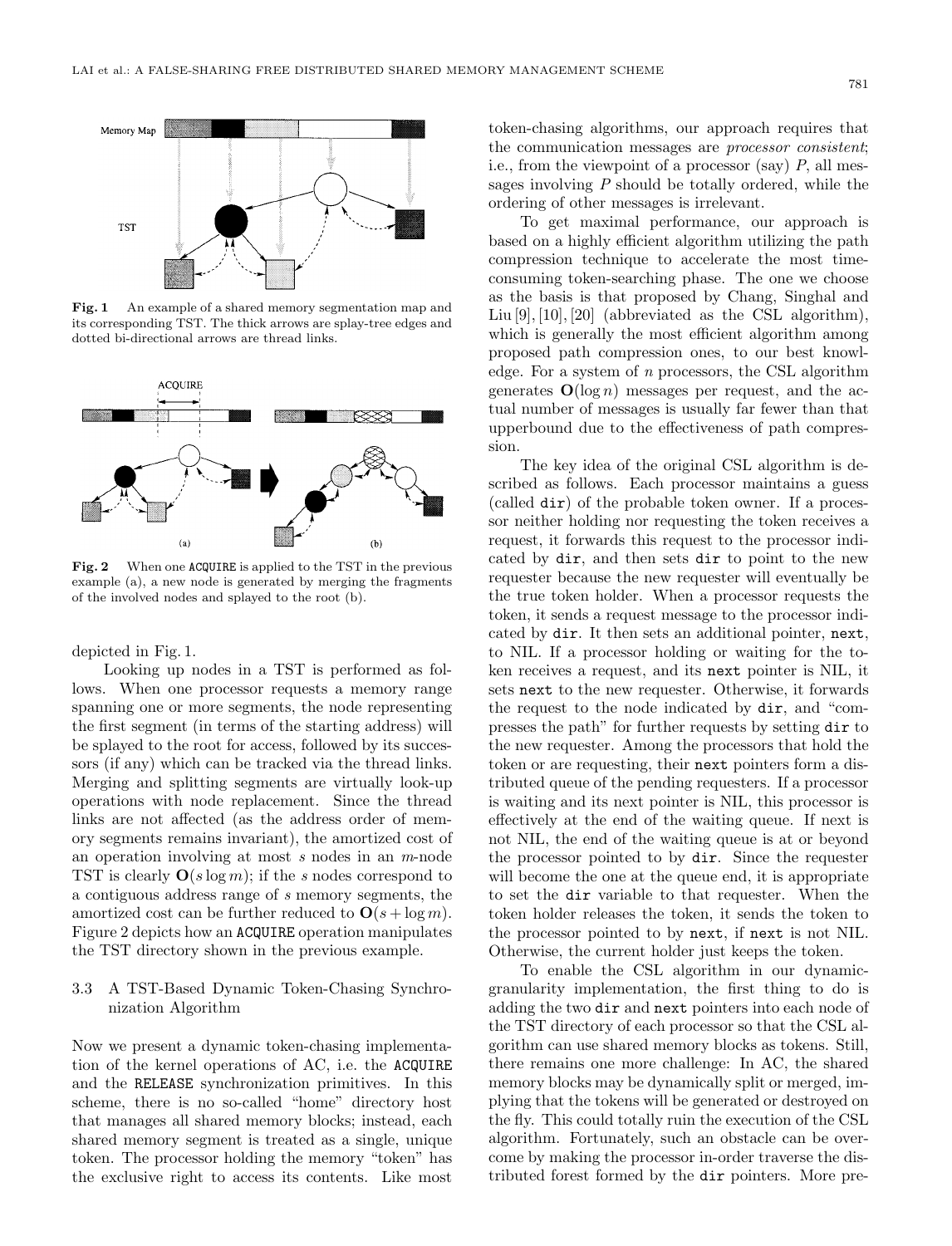Fig. 1 An example of a shared memory segmentation map and its corresponding TST. The thick arrows are splay-tree edges and dotted bi-directional arrows are thread links.

Fig. 2 When one ACQUIRE is applied to the TST in the previous example (a), a new node is generated by merging the fragments of the involved nodes and splayed to the root (b).

depicted in Fig. 1.

Looking up nodes in a TST is performed as follows. When one processor requests a memory range spanning one or more segments, the node representing the first segment (in terms of the starting address) will be splayed to the root for access, followed by its successors (if any) which can be tracked via the thread links. Merging and splitting segments are virtually look-up operations with node replacement. Since the thread links are not affected (as the address order of memory segments remains invariant), the amortized cost of an operation involving at most $s$ nodes in an $m$-node TST is clearly $\mathbf{O}(s \log m)$; if the $s$ nodes correspond to a contiguous address range of $s$ memory segments, the amortized cost can be further reduced to $\mathbf{O}(s + \log m)$. Figure 2 depicts how an ACQUIRE operation manipulates the TST directory shown in the previous example.

### 3.3 A TST-Based Dynamic Token-Chasing Synchronization Algorithm

Now we present a dynamic token-chasing implementation of the kernel operations of AC, i.e. the ACQUIRE and the RELEASE synchronization primitives. In this scheme, there is no so-called "home" directory host that manages all shared memory blocks; instead, each shared memory segment is treated as a single, unique token. The processor holding the memory "token" has the exclusive right to access its contents. Like most token-chasing algorithms, our approach requires that the communication messages are *processor consistent*; i.e., from the viewpoint of a processor (say) $P$, all messages involving $P$ should be totally ordered, while the ordering of other messages is irrelevant.

To get maximal performance, our approach is based on a highly efficient algorithm utilizing the path compression technique to accelerate the most time-consuming token-searching phase. The one we choose as the basis is that proposed by Chang, Singhal and Liu [9], [10], [20] (abbreviated as the CSL algorithm), which is generally the most efficient algorithm among proposed path compression ones, to our best knowledge. For a system of $n$ processors, the CSL algorithm generates $\mathbf{O}(\log n)$ messages per request, and the actual number of messages is usually far fewer than that upperbound due to the effectiveness of path compression.

The key idea of the original CSL algorithm is described as follows. Each processor maintains a guess (called `dir`) of the probable token owner. If a processor neither holding nor requesting the token receives a request, it forwards this request to the processor indicated by `dir`, and then sets `dir` to point to the new requester because the new requester will eventually be the true token holder. When a processor requests the token, it sends a request message to the processor indicated by `dir`. It then sets an additional pointer, `next`, to NIL. If a processor holding or waiting for the token receives a request, and its `next` pointer is NIL, it sets `next` to the new requester. Otherwise, it forwards the request to the node indicated by `dir`, and "compresses the path" for further requests by setting `dir` to the new requester. Among the processors that hold the token or are requesting, their `next` pointers form a distributed queue of the pending requesters. If a processor is waiting and its next pointer is NIL, this processor is effectively at the end of the waiting queue. If next is not NIL, the end of the waiting queue is at or beyond the processor pointed to by `dir`. Since the requester will become the one at the queue end, it is appropriate to set the `dir` variable to that requester. When the token holder releases the token, it sends the token to the processor pointed to by `next`, if `next` is not NIL. Otherwise, the current holder just keeps the token.

To enable the CSL algorithm in our dynamic-granularity implementation, the first thing to do is adding the two `dir` and `next` pointers into each node of the TST directory of each processor so that the CSL algorithm can use shared memory blocks as tokens. Still, there remains one more challenge: In AC, the shared memory blocks may be dynamically split or merged, implying that the tokens will be generated or destroyed on the fly. This could totally ruin the execution of the CSL algorithm. Fortunately, such an obstacle can be overcome by making the processor in-order traverse the distributed forest formed by the `dir` pointers. More pre-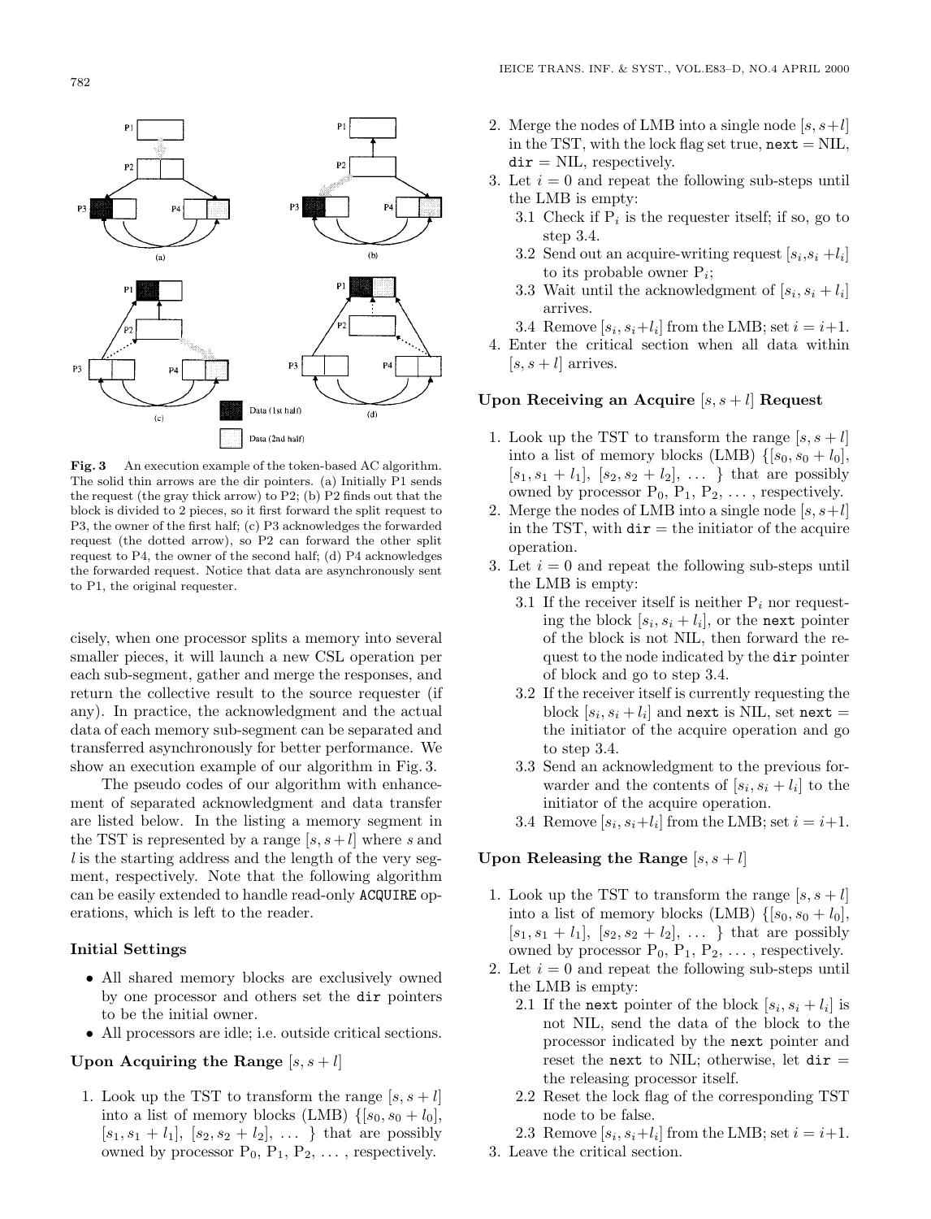**Fig. 3** An execution example of the token-based AC algorithm. The solid thin arrows are the dir pointers. (a) Initially P1 sends the request (the gray thick arrow) to P2; (b) P2 finds out that the block is divided to 2 pieces, so it first forward the split request to P3, the owner of the first half; (c) P3 acknowledges the forwarded request (the dotted arrow), so P2 can forward the other split request to P4, the owner of the second half; (d) P4 acknowledges the forwarded request. Notice that data are asynchronously sent to P1, the original requester.

cisely, when one processor splits a memory into several smaller pieces, it will launch a new CSL operation per each sub-segment, gather and merge the responses, and return the collective result to the source requester (if any). In practice, the acknowledgment and the actual data of each memory sub-segment can be separated and transferred asynchronously for better performance. We show an execution example of our algorithm in Fig. 3.

The pseudo codes of our algorithm with enhancement of separated acknowledgment and data transfer are listed below. In the listing a memory segment in the TST is represented by a range $[s, s+l]$ where $s$ and $l$ is the starting address and the length of the very segment, respectively. Note that the following algorithm can be easily extended to handle read-only `ACQUIRE` operations, which is left to the reader.

**Initial Settings**

- All shared memory blocks are exclusively owned by one processor and others set the `dir` pointers to be the initial owner.
- All processors are idle; i.e. outside critical sections.

**Upon Acquiring the Range $[s, s+l]$**

1. Look up the TST to transform the range $[s, s+l]$ into a list of memory blocks (LMB) $\{[s_0, s_0+l_0]$, $[s_1, s_1+l_1]$, $[s_2, s_2+l_2]$, $\ldots\}$ that are possibly owned by processor $P_0$, $P_1$, $P_2$, $\ldots$, respectively.
2. Merge the nodes of LMB into a single node $[s, s+l]$ in the TST, with the lock flag set true, `next` = NIL, `dir` = NIL, respectively.
3. Let $i = 0$ and repeat the following sub-steps until the LMB is empty:
   - 3.1 Check if $P_i$ is the requester itself; if so, go to step 3.4.
   - 3.2 Send out an acquire-writing request $[s_i, s_i+l_i]$ to its probable owner $P_i$;
   - 3.3 Wait until the acknowledgment of $[s_i, s_i+l_i]$ arrives.
   - 3.4 Remove $[s_i, s_i+l_i]$ from the LMB; set $i = i+1$.
4. Enter the critical section when all data within $[s, s+l]$ arrives.

**Upon Receiving an Acquire $[s, s+l]$ Request**

1. Look up the TST to transform the range $[s, s+l]$ into a list of memory blocks (LMB) $\{[s_0, s_0+l_0]$, $[s_1, s_1+l_1]$, $[s_2, s_2+l_2]$, $\ldots\}$ that are possibly owned by processor $P_0$, $P_1$, $P_2$, $\ldots$, respectively.
2. Merge the nodes of LMB into a single node $[s, s+l]$ in the TST, with `dir` = the initiator of the acquire operation.
3. Let $i = 0$ and repeat the following sub-steps until the LMB is empty:
   - 3.1 If the receiver itself is neither $P_i$ nor requesting the block $[s_i, s_i+l_i]$, or the `next` pointer of the block is not NIL, then forward the request to the node indicated by the `dir` pointer of block and go to step 3.4.
   - 3.2 If the receiver itself is currently requesting the block $[s_i, s_i+l_i]$ and `next` is NIL, set `next` = the initiator of the acquire operation and go to step 3.4.
   - 3.3 Send an acknowledgment to the previous forwarder and the contents of $[s_i, s_i+l_i]$ to the initiator of the acquire operation.
   - 3.4 Remove $[s_i, s_i+l_i]$ from the LMB; set $i = i+1$.

**Upon Releasing the Range $[s, s+l]$**

1. Look up the TST to transform the range $[s, s+l]$ into a list of memory blocks (LMB) $\{[s_0, s_0+l_0]$, $[s_1, s_1+l_1]$, $[s_2, s_2+l_2]$, $\ldots\}$ that are possibly owned by processor $P_0$, $P_1$, $P_2$, $\ldots$, respectively.
2. Let $i = 0$ and repeat the following sub-steps until the LMB is empty:
   - 2.1 If the `next` pointer of the block $[s_i, s_i+l_i]$ is not NIL, send the data of the block to the processor indicated by the `next` pointer and reset the `next` to NIL; otherwise, let `dir` = the releasing processor itself.
   - 2.2 Reset the lock flag of the corresponding TST node to be false.
   - 2.3 Remove $[s_i, s_i+l_i]$ from the LMB; set $i = i+1$.
3. Leave the critical section.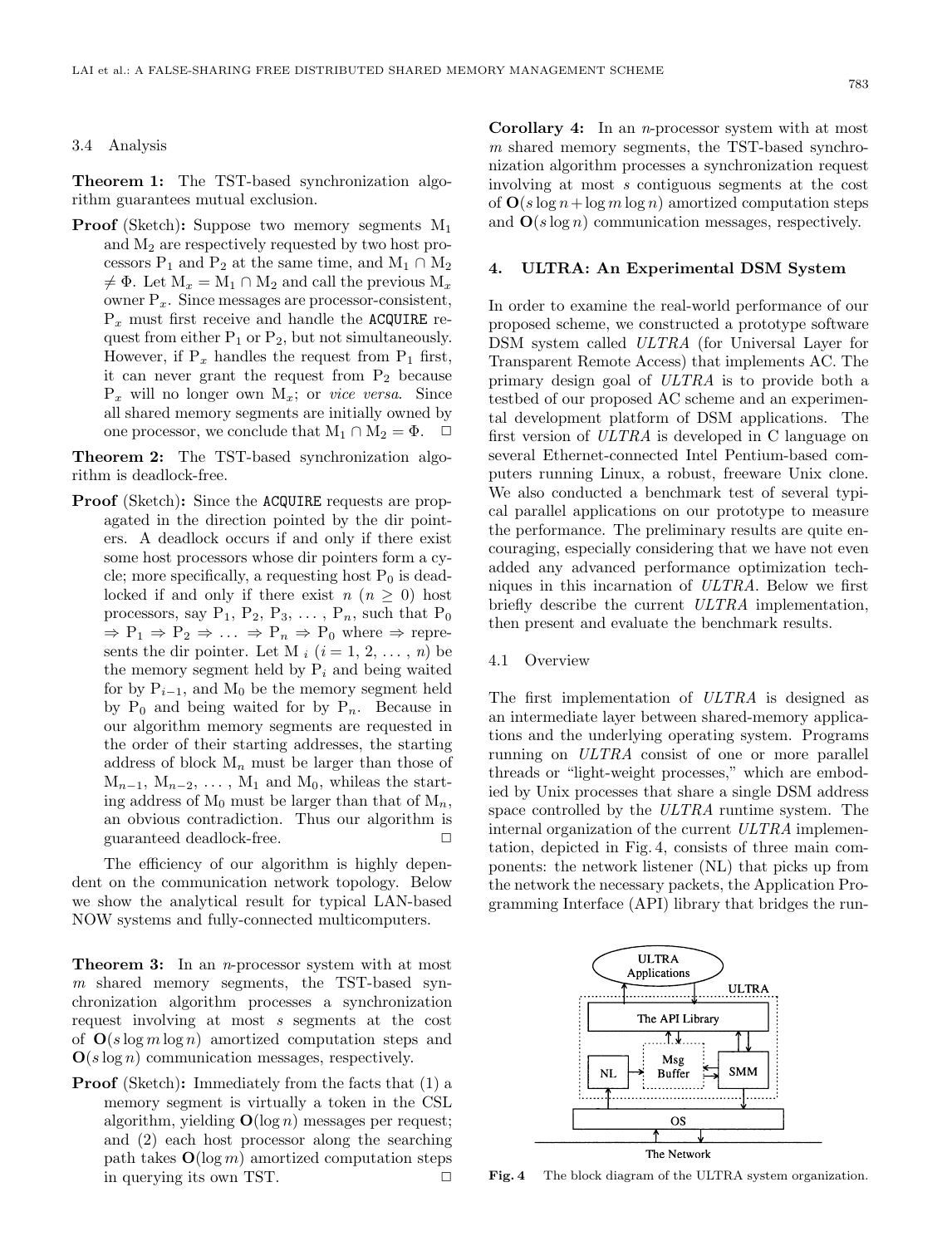### 3.4 Analysis

**Theorem 1:** The TST-based synchronization algorithm guarantees mutual exclusion.

**Proof** (Sketch)**:** Suppose two memory segments $M_1$ and $M_2$ are respectively requested by two host processors $P_1$ and $P_2$ at the same time, and $M_1 \cap M_2 \neq \Phi$. Let $M_x = M_1 \cap M_2$ and call the previous $M_x$ owner $P_x$. Since messages are processor-consistent, $P_x$ must first receive and handle the `ACQUIRE` request from either $P_1$ or $P_2$, but not simultaneously. However, if $P_x$ handles the request from $P_1$ first, it can never grant the request from $P_2$ because $P_x$ will no longer own $M_x$; or *vice versa*. Since all shared memory segments are initially owned by one processor, we conclude that $M_1 \cap M_2 = \Phi$. □

**Theorem 2:** The TST-based synchronization algorithm is deadlock-free.

**Proof** (Sketch)**:** Since the `ACQUIRE` requests are propagated in the direction pointed by the dir pointers. A deadlock occurs if and only if there exist some host processors whose dir pointers form a cycle; more specifically, a requesting host $P_0$ is deadlocked if and only if there exist $n$ ($n \geq 0$) host processors, say $P_1$, $P_2$, $P_3$, ..., $P_n$, such that $P_0 \Rightarrow P_1 \Rightarrow P_2 \Rightarrow \ldots \Rightarrow P_n \Rightarrow P_0$ where $\Rightarrow$ represents the dir pointer. Let $M_i$ ($i = 1, 2, \ldots, n$) be the memory segment held by $P_i$ and being waited for by $P_{i-1}$, and $M_0$ be the memory segment held by $P_0$ and being waited for by $P_n$. Because in our algorithm memory segments are requested in the order of their starting addresses, the starting address of block $M_n$ must be larger than those of $M_{n-1}$, $M_{n-2}$, ..., $M_1$ and $M_0$, whileas the starting address of $M_0$ must be larger than that of $M_n$, an obvious contradiction. Thus our algorithm is guaranteed deadlock-free. □

The efficiency of our algorithm is highly dependent on the communication network topology. Below we show the analytical result for typical LAN-based NOW systems and fully-connected multicomputers.

**Theorem 3:** In an $n$-processor system with at most $m$ shared memory segments, the TST-based synchronization algorithm processes a synchronization request involving at most $s$ segments at the cost of $\mathbf{O}(s \log m \log n)$ amortized computation steps and $\mathbf{O}(s \log n)$ communication messages, respectively.

**Proof** (Sketch)**:** Immediately from the facts that (1) a memory segment is virtually a token in the CSL algorithm, yielding $\mathbf{O}(\log n)$ messages per request; and (2) each host processor along the searching path takes $\mathbf{O}(\log m)$ amortized computation steps in querying its own TST. □

**Corollary 4:** In an $n$-processor system with at most $m$ shared memory segments, the TST-based synchronization algorithm processes a synchronization request involving at most $s$ contiguous segments at the cost of $\mathbf{O}(s \log n + \log m \log n)$ amortized computation steps and $\mathbf{O}(s \log n)$ communication messages, respectively.

## 4. ULTRA: An Experimental DSM System

In order to examine the real-world performance of our proposed scheme, we constructed a prototype software DSM system called *ULTRA* (for Universal Layer for Transparent Remote Access) that implements AC. The primary design goal of *ULTRA* is to provide both a testbed of our proposed AC scheme and an experimental development platform of DSM applications. The first version of *ULTRA* is developed in C language on several Ethernet-connected Intel Pentium-based computers running Linux, a robust, freeware Unix clone. We also conducted a benchmark test of several typical parallel applications on our prototype to measure the performance. The preliminary results are quite encouraging, especially considering that we have not even added any advanced performance optimization techniques in this incarnation of *ULTRA*. Below we first briefly describe the current *ULTRA* implementation, then present and evaluate the benchmark results.

### 4.1 Overview

The first implementation of *ULTRA* is designed as an intermediate layer between shared-memory applications and the underlying operating system. Programs running on *ULTRA* consist of one or more parallel threads or "light-weight processes," which are embodied by Unix processes that share a single DSM address space controlled by the *ULTRA* runtime system. The internal organization of the current *ULTRA* implementation, depicted in Fig. 4, consists of three main components: the network listener (NL) that picks up from the network the necessary packets, the Application Programming Interface (API) library that bridges the run-

**Fig. 4** The block diagram of the ULTRA system organization.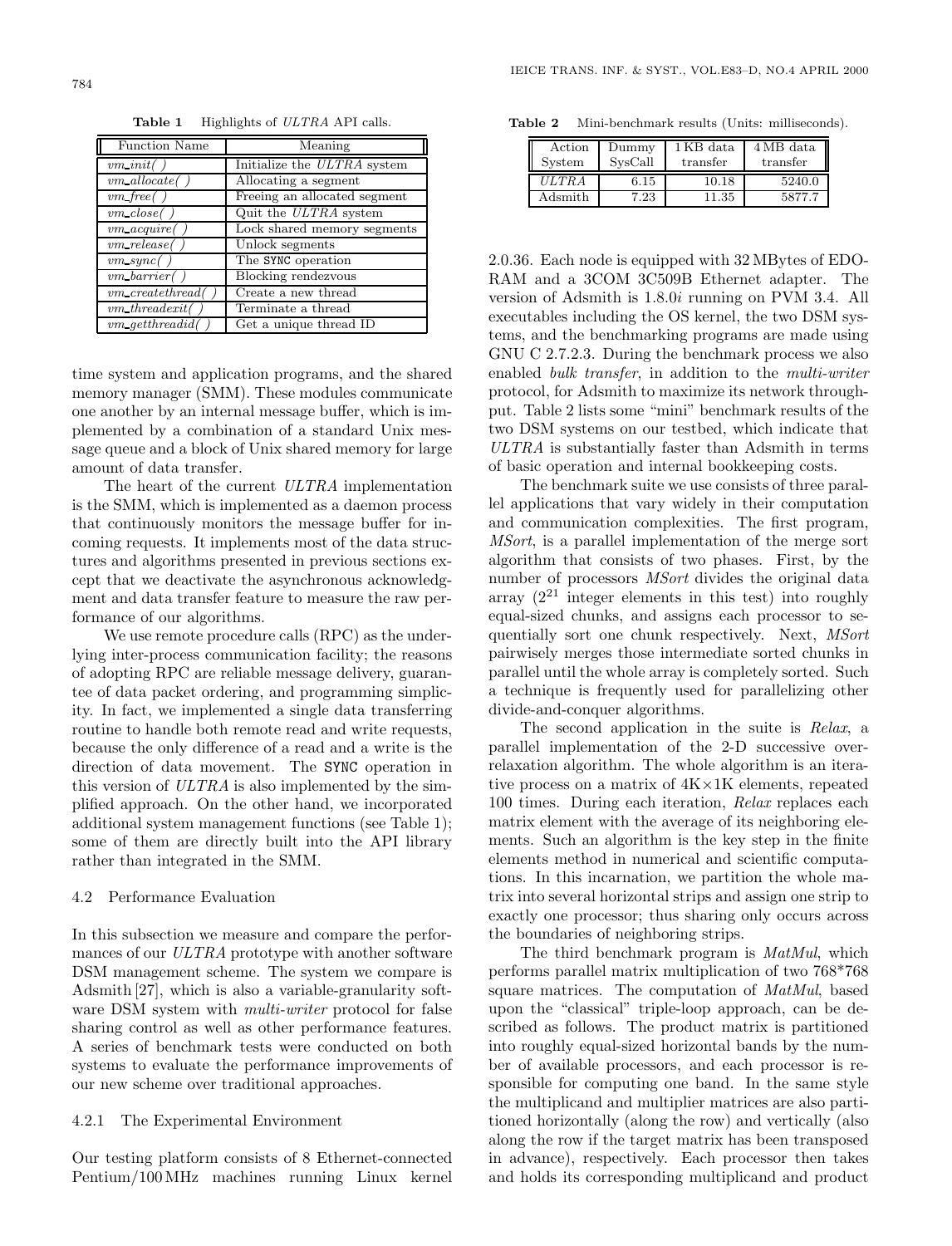**Table 1** Highlights of *ULTRA* API calls.

| Function Name | Meaning |
|---|---|
| *vm_init( )* | Initialize the *ULTRA* system |
| *vm_allocate( )* | Allocating a segment |
| *vm_free( )* | Freeing an allocated segment |
| *vm_close( )* | Quit the *ULTRA* system |
| *vm_acquire( )* | Lock shared memory segments |
| *vm_release( )* | Unlock segments |
| *vm_sync( )* | The SYNC operation |
| *vm_barrier( )* | Blocking rendezvous |
| *vm_createthread( )* | Create a new thread |
| *vm_threadexit( )* | Terminate a thread |
| *vm_getthreadid( )* | Get a unique thread ID |

time system and application programs, and the shared memory manager (SMM). These modules communicate one another by an internal message buffer, which is implemented by a combination of a standard Unix message queue and a block of Unix shared memory for large amount of data transfer.

The heart of the current *ULTRA* implementation is the SMM, which is implemented as a daemon process that continuously monitors the message buffer for incoming requests. It implements most of the data structures and algorithms presented in previous sections except that we deactivate the asynchronous acknowledgment and data transfer feature to measure the raw performance of our algorithms.

We use remote procedure calls (RPC) as the underlying inter-process communication facility; the reasons of adopting RPC are reliable message delivery, guarantee of data packet ordering, and programming simplicity. In fact, we implemented a single data transferring routine to handle both remote read and write requests, because the only difference of a read and a write is the direction of data movement. The SYNC operation in this version of *ULTRA* is also implemented by the simplified approach. On the other hand, we incorporated additional system management functions (see Table 1); some of them are directly built into the API library rather than integrated in the SMM.

### 4.2 Performance Evaluation

In this subsection we measure and compare the performances of our *ULTRA* prototype with another software DSM management scheme. The system we compare is Adsmith [27], which is also a variable-granularity software DSM system with *multi-writer* protocol for false sharing control as well as other performance features. A series of benchmark tests were conducted on both systems to evaluate the performance improvements of our new scheme over traditional approaches.

#### 4.2.1 The Experimental Environment

Our testing platform consists of 8 Ethernet-connected Pentium/100 MHz machines running Linux kernel 2.0.36. Each node is equipped with 32 MBytes of EDO-RAM and a 3COM 3C509B Ethernet adapter. The version of Adsmith is 1.8.0*i* running on PVM 3.4. All executables including the OS kernel, the two DSM systems, and the benchmarking programs are made using GNU C 2.7.2.3. During the benchmark process we also enabled *bulk transfer*, in addition to the *multi-writer* protocol, for Adsmith to maximize its network throughput. Table 2 lists some "mini" benchmark results of the two DSM systems on our testbed, which indicate that *ULTRA* is substantially faster than Adsmith in terms of basic operation and internal bookkeeping costs.

**Table 2** Mini-benchmark results (Units: milliseconds).

| Action System | Dummy SysCall | 1 KB data transfer | 4 MB data transfer |
|---|---|---|---|
| *ULTRA* | 6.15 | 10.18 | 5240.0 |
| Adsmith | 7.23 | 11.35 | 5877.7 |

The benchmark suite we use consists of three parallel applications that vary widely in their computation and communication complexities. The first program, *MSort*, is a parallel implementation of the merge sort algorithm that consists of two phases. First, by the number of processors *MSort* divides the original data array ($2^{21}$ integer elements in this test) into roughly equal-sized chunks, and assigns each processor to sequentially sort one chunk respectively. Next, *MSort* pairwisely merges those intermediate sorted chunks in parallel until the whole array is completely sorted. Such a technique is frequently used for parallelizing other divide-and-conquer algorithms.

The second application in the suite is *Relax*, a parallel implementation of the 2-D successive over-relaxation algorithm. The whole algorithm is an iterative process on a matrix of 4K×1K elements, repeated 100 times. During each iteration, *Relax* replaces each matrix element with the average of its neighboring elements. Such an algorithm is the key step in the finite elements method in numerical and scientific computations. In this incarnation, we partition the whole matrix into several horizontal strips and assign one strip to exactly one processor; thus sharing only occurs across the boundaries of neighboring strips.

The third benchmark program is *MatMul*, which performs parallel matrix multiplication of two 768*768 square matrices. The computation of *MatMul*, based upon the "classical" triple-loop approach, can be described as follows. The product matrix is partitioned into roughly equal-sized horizontal bands by the number of available processors, and each processor is responsible for computing one band. In the same style the multiplicand and multiplier matrices are also partitioned horizontally (along the row) and vertically (also along the row if the target matrix has been transposed in advance), respectively. Each processor then takes and holds its corresponding multiplicand and product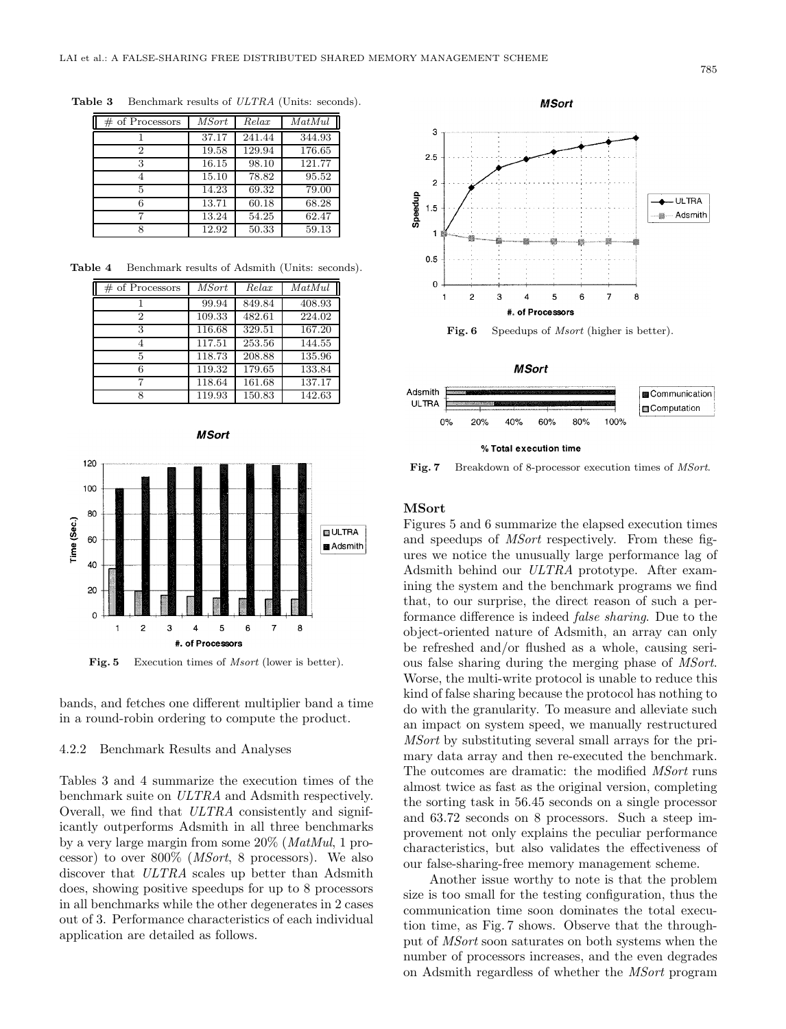**Table 3** Benchmark results of *ULTRA* (Units: seconds).

| # of Processors | *MSort* | *Relax* | *MatMul* |
|---|---|---|---|
| 1 | 37.17 | 241.44 | 344.93 |
| 2 | 19.58 | 129.94 | 176.65 |
| 3 | 16.15 | 98.10 | 121.77 |
| 4 | 15.10 | 78.82 | 95.52 |
| 5 | 14.23 | 69.32 | 79.00 |
| 6 | 13.71 | 60.18 | 68.28 |
| 7 | 13.24 | 54.25 | 62.47 |
| 8 | 12.92 | 50.33 | 59.13 |

**Table 4** Benchmark results of Adsmith (Units: seconds).

| # of Processors | *MSort* | *Relax* | *MatMul* |
|---|---|---|---|
| 1 | 99.94 | 849.84 | 408.93 |
| 2 | 109.33 | 482.61 | 224.02 |
| 3 | 116.68 | 329.51 | 167.20 |
| 4 | 117.51 | 253.56 | 144.55 |
| 5 | 118.73 | 208.88 | 135.96 |
| 6 | 119.32 | 179.65 | 133.84 |
| 7 | 118.64 | 161.68 | 137.17 |
| 8 | 119.93 | 150.83 | 142.63 |

**Fig. 5** Execution times of *Msort* (lower is better).

bands, and fetches one different multiplier band a time in a round-robin ordering to compute the product.

#### 4.2.2 Benchmark Results and Analyses

Tables 3 and 4 summarize the execution times of the benchmark suite on *ULTRA* and Adsmith respectively. Overall, we find that *ULTRA* consistently and significantly outperforms Adsmith in all three benchmarks by a very large margin from some 20% (*MatMul*, 1 processor) to over 800% (*MSort*, 8 processors). We also discover that *ULTRA* scales up better than Adsmith does, showing positive speedups for up to 8 processors in all benchmarks while the other degenerates in 2 cases out of 3. Performance characteristics of each individual application are detailed as follows.

**Fig. 6** Speedups of *Msort* (higher is better).

**Fig. 7** Breakdown of 8-processor execution times of *MSort*.

**MSort**

Figures 5 and 6 summarize the elapsed execution times and speedups of *MSort* respectively. From these figures we notice the unusually large performance lag of Adsmith behind our *ULTRA* prototype. After examining the system and the benchmark programs we find that, to our surprise, the direct reason of such a performance difference is indeed *false sharing*. Due to the object-oriented nature of Adsmith, an array can only be refreshed and/or flushed as a whole, causing serious false sharing during the merging phase of *MSort*. Worse, the multi-write protocol is unable to reduce this kind of false sharing because the protocol has nothing to do with the granularity. To measure and alleviate such an impact on system speed, we manually restructured *MSort* by substituting several small arrays for the primary data array and then re-executed the benchmark. The outcomes are dramatic: the modified *MSort* runs almost twice as fast as the original version, completing the sorting task in 56.45 seconds on a single processor and 63.72 seconds on 8 processors. Such a steep improvement not only explains the peculiar performance characteristics, but also validates the effectiveness of our false-sharing-free memory management scheme.

Another issue worthy to note is that the problem size is too small for the testing configuration, thus the communication time soon dominates the total execution time, as Fig. 7 shows. Observe that the throughput of *MSort* soon saturates on both systems when the number of processors increases, and the even degrades on Adsmith regardless of whether the *MSort* program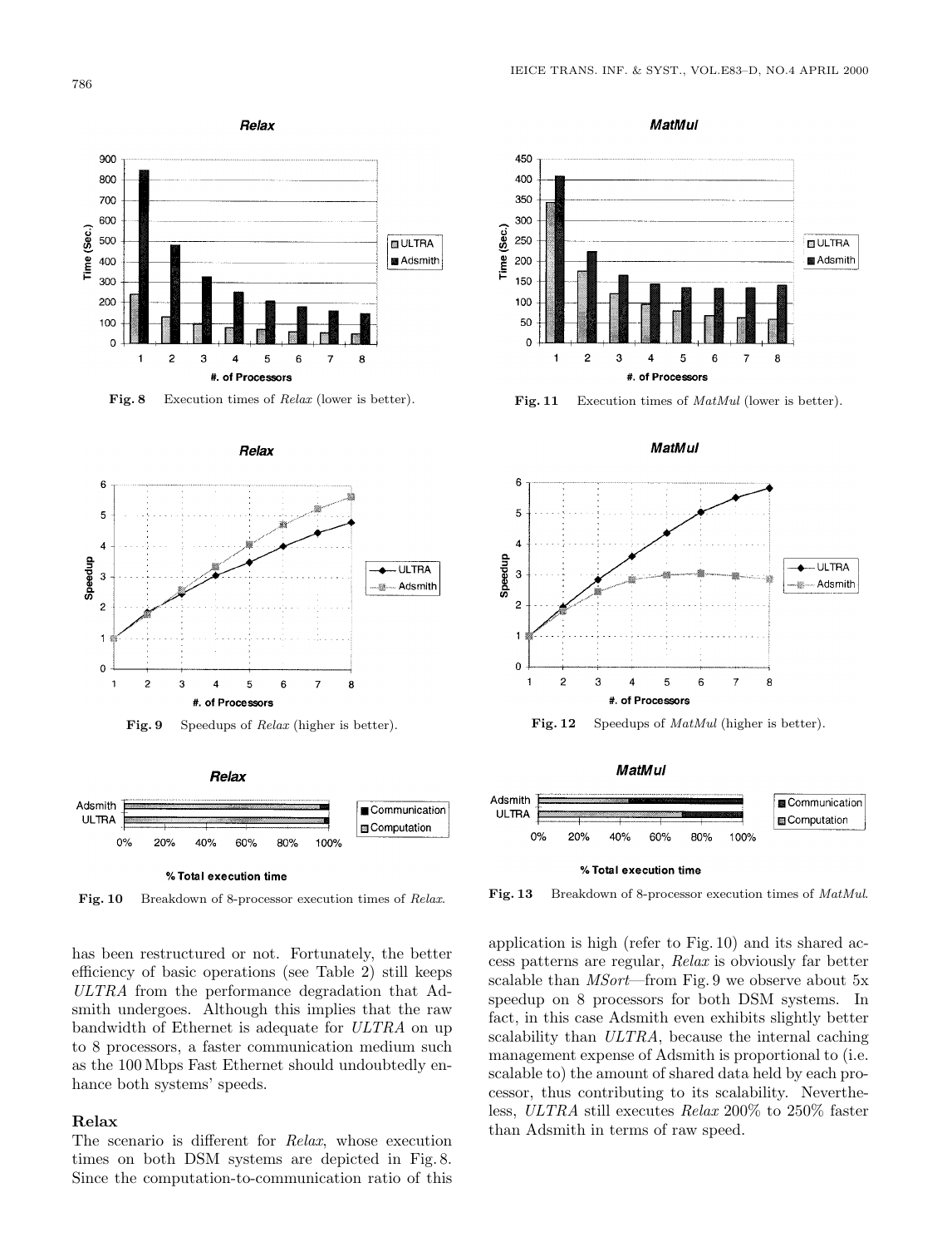Fig. 8 Execution times of *Relax* (lower is better).

Fig. 9 Speedups of *Relax* (higher is better).

Fig. 10 Breakdown of 8-processor execution times of *Relax*.

Fig. 11 Execution times of *MatMul* (lower is better).

Fig. 12 Speedups of *MatMul* (higher is better).

Fig. 13 Breakdown of 8-processor execution times of *MatMul*.

has been restructured or not. Fortunately, the better efficiency of basic operations (see Table 2) still keeps *ULTRA* from the performance degradation that Adsmith undergoes. Although this implies that the raw bandwidth of Ethernet is adequate for *ULTRA* on up to 8 processors, a faster communication medium such as the 100 Mbps Fast Ethernet should undoubtedly enhance both systems' speeds.

**Relax**

The scenario is different for *Relax*, whose execution times on both DSM systems are depicted in Fig. 8. Since the computation-to-communication ratio of this application is high (refer to Fig. 10) and its shared access patterns are regular, *Relax* is obviously far better scalable than *MSort*—from Fig. 9 we observe about 5x speedup on 8 processors for both DSM systems. In fact, in this case Adsmith even exhibits slightly better scalability than *ULTRA*, because the internal caching management expense of Adsmith is proportional to (i.e. scalable to) the amount of shared data held by each processor, thus contributing to its scalability. Nevertheless, *ULTRA* still executes *Relax* 200% to 250% faster than Adsmith in terms of raw speed.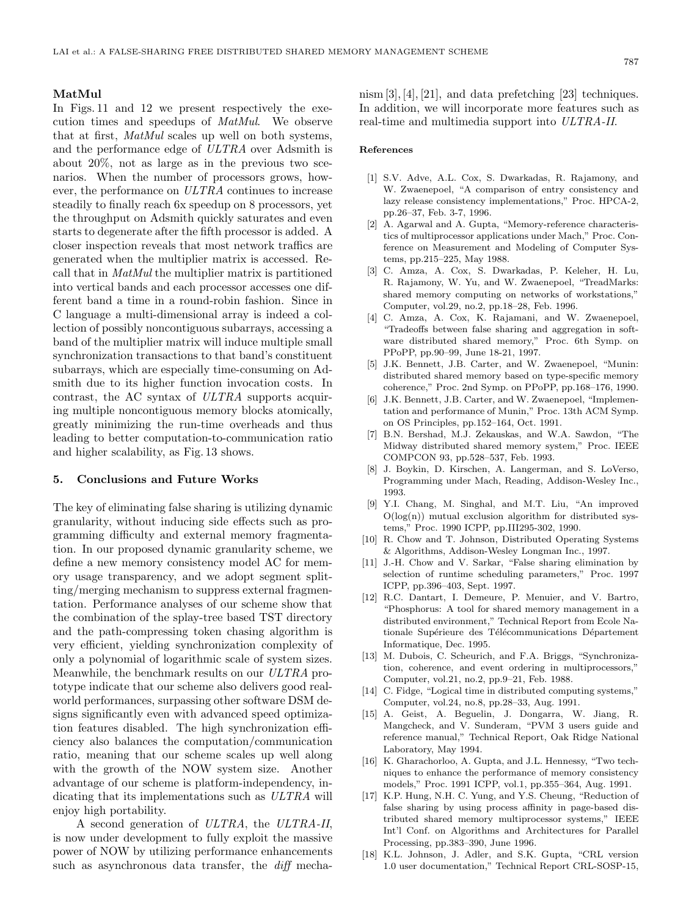**MatMul**

In Figs. 11 and 12 we present respectively the execution times and speedups of *MatMul*. We observe that at first, *MatMul* scales up well on both systems, and the performance edge of *ULTRA* over Adsmith is about 20%, not as large as in the previous two scenarios. When the number of processors grows, however, the performance on *ULTRA* continues to increase steadily to finally reach 6x speedup on 8 processors, yet the throughput on Adsmith quickly saturates and even starts to degenerate after the fifth processor is added. A closer inspection reveals that most network traffics are generated when the multiplier matrix is accessed. Recall that in *MatMul* the multiplier matrix is partitioned into vertical bands and each processor accesses one different band a time in a round-robin fashion. Since in C language a multi-dimensional array is indeed a collection of possibly noncontiguous subarrays, accessing a band of the multiplier matrix will induce multiple small synchronization transactions to that band's constituent subarrays, which are especially time-consuming on Adsmith due to its higher function invocation costs. In contrast, the AC syntax of *ULTRA* supports acquiring multiple noncontiguous memory blocks atomically, greatly minimizing the run-time overheads and thus leading to better computation-to-communication ratio and higher scalability, as Fig. 13 shows.

## 5. Conclusions and Future Works

The key of eliminating false sharing is utilizing dynamic granularity, without inducing side effects such as programming difficulty and external memory fragmentation. In our proposed dynamic granularity scheme, we define a new memory consistency model AC for memory usage transparency, and we adopt segment splitting/merging mechanism to suppress external fragmentation. Performance analyses of our scheme show that the combination of the splay-tree based TST directory and the path-compressing token chasing algorithm is very efficient, yielding synchronization complexity of only a polynomial of logarithmic scale of system sizes. Meanwhile, the benchmark results on our *ULTRA* prototype indicate that our scheme also delivers good real-world performances, surpassing other software DSM designs significantly even with advanced speed optimization features disabled. The high synchronization efficiency also balances the computation/communication ratio, meaning that our scheme scales up well along with the growth of the NOW system size. Another advantage of our scheme is platform-independency, indicating that its implementations such as *ULTRA* will enjoy high portability.

A second generation of *ULTRA*, the *ULTRA-II*, is now under development to fully exploit the massive power of NOW by utilizing performance enhancements such as asynchronous data transfer, the *diff* mechanism [3], [4], [21], and data prefetching [23] techniques. In addition, we will incorporate more features such as real-time and multimedia support into *ULTRA-II*.

### References

[1] S.V. Adve, A.L. Cox, S. Dwarkadas, R. Rajamony, and W. Zwaenepoel, "A comparison of entry consistency and lazy release consistency implementations," Proc. HPCA-2, pp.26–37, Feb. 3-7, 1996.

[2] A. Agarwal and A. Gupta, "Memory-reference characteristics of multiprocessor applications under Mach," Proc. Conference on Measurement and Modeling of Computer Systems, pp.215–225, May 1988.

[3] C. Amza, A. Cox, S. Dwarkadas, P. Keleher, H. Lu, R. Rajamony, W. Yu, and W. Zwaenepoel, "TreadMarks: shared memory computing on networks of workstations," Computer, vol.29, no.2, pp.18–28, Feb. 1996.

[4] C. Amza, A. Cox, K. Rajamani, and W. Zwaenepoel, "Tradeoffs between false sharing and aggregation in software distributed shared memory," Proc. 6th Symp. on PPoPP, pp.90–99, June 18-21, 1997.

[5] J.K. Bennett, J.B. Carter, and W. Zwaenepoel, "Munin: distributed shared memory based on type-specific memory coherence," Proc. 2nd Symp. on PPoPP, pp.168–176, 1990.

[6] J.K. Bennett, J.B. Carter, and W. Zwaenepoel, "Implementation and performance of Munin," Proc. 13th ACM Symp. on OS Principles, pp.152–164, Oct. 1991.

[7] B.N. Bershad, M.J. Zekauskas, and W.A. Sawdon, "The Midway distributed shared memory system," Proc. IEEE COMPCON 93, pp.528–537, Feb. 1993.

[8] J. Boykin, D. Kirschen, A. Langerman, and S. LoVerso, Programming under Mach, Reading, Addison-Wesley Inc., 1993.

[9] Y.I. Chang, M. Singhal, and M.T. Liu, "An improved $O(\log(n))$ mutual exclusion algorithm for distributed systems," Proc. 1990 ICPP, pp.III295-302, 1990.

[10] R. Chow and T. Johnson, Distributed Operating Systems & Algorithms, Addison-Wesley Longman Inc., 1997.

[11] J.-H. Chow and V. Sarkar, "False sharing elimination by selection of runtime scheduling parameters," Proc. 1997 ICPP, pp.396–403, Sept. 1997.

[12] R.C. Dantart, I. Demeure, P. Menuier, and V. Bartro, "Phosphorus: A tool for shared memory management in a distributed environment," Technical Report from Ecole Nationale Supérieure des Télécommunications Département Informatique, Dec. 1995.

[13] M. Dubois, C. Scheurich, and F.A. Briggs, "Synchronization, coherence, and event ordering in multiprocessors," Computer, vol.21, no.2, pp.9–21, Feb. 1988.

[14] C. Fidge, "Logical time in distributed computing systems," Computer, vol.24, no.8, pp.28–33, Aug. 1991.

[15] A. Geist, A. Beguelin, J. Dongarra, W. Jiang, R. Mangcheck, and V. Sunderam, "PVM 3 users guide and reference manual," Technical Report, Oak Ridge National Laboratory, May 1994.

[16] K. Gharachorloo, A. Gupta, and J.L. Hennessy, "Two techniques to enhance the performance of memory consistency models," Proc. 1991 ICPP, vol.1, pp.355–364, Aug. 1991.

[17] K.P. Hung, N.H. C. Yung, and Y.S. Cheung, "Reduction of false sharing by using process affinity in page-based distributed shared memory multiprocessor systems," IEEE Int'l Conf. on Algorithms and Architectures for Parallel Processing, pp.383–390, June 1996.

[18] K.L. Johnson, J. Adler, and S.K. Gupta, "CRL version 1.0 user documentation," Technical Report CRL-SOSP-15,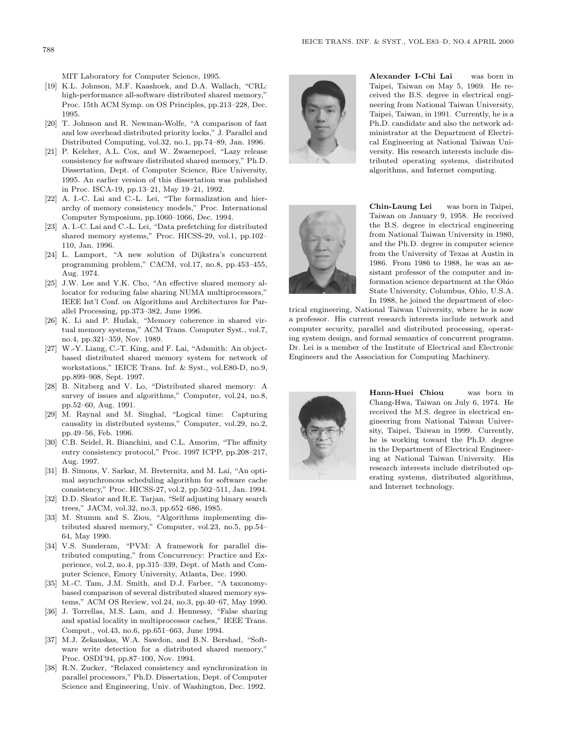MIT Laboratory for Computer Science, 1995.

[19] K.L. Johnson, M.F. Kaashoek, and D.A. Wallach, "CRL: high-performance all-software distributed shared memory," Proc. 15th ACM Symp. on OS Principles, pp.213–228, Dec. 1995.

[20] T. Johnson and R. Newman-Wolfe, "A comparison of fast and low overhead distributed priority locks," J. Parallel and Distributed Computing, vol.32, no.1, pp.74–89, Jan. 1996.

[21] P. Keleher, A.L. Cox, and W. Zwaenepoel, "Lazy release consistency for software distributed shared memory," Ph.D. Dissertation, Dept. of Computer Science, Rice University, 1995. An earlier version of this dissertation was published in Proc. ISCA-19, pp.13–21, May 19–21, 1992.

[22] A. I.-C. Lai and C.-L. Lei, "The formalization and hierarchy of memory consistency models," Proc. International Computer Symposium, pp.1060–1066, Dec. 1994.

[23] A. I.-C. Lai and C.-L. Lei, "Data prefetching for distributed shared memory systems," Proc. HICSS-29, vol.1, pp.102–110, Jan. 1996.

[24] L. Lamport, "A new solution of Dijkstra's concurrent programming problem," CACM, vol.17, no.8, pp.453–455, Aug. 1974.

[25] J.W. Lee and Y.K. Cho, "An effective shared memory allocator for reducing false sharing NUMA multiprocessors," IEEE Int'l Conf. on Algorithms and Architectures for Parallel Processing, pp.373–382, June 1996.

[26] K. Li and P. Hudak, "Memory coherence in shared virtual memory systems," ACM Trans. Computer Syst., vol.7, no.4, pp.321–359, Nov. 1989.

[27] W.-Y. Liang, C.-T. King, and F. Lai, "Adsmith: An object-based distributed shared memory system for network of workstations," IEICE Trans. Inf. & Syst., vol.E80-D, no.9, pp.899–908, Sept. 1997.

[28] B. Nitzberg and V. Lo, "Distributed shared memory: A survey of issues and algorithms," Computer, vol.24, no.8, pp.52–60, Aug. 1991.

[29] M. Raynal and M. Singhal, "Logical time: Capturing causality in distributed systems," Computer, vol.29, no.2, pp.49–56, Feb. 1996.

[30] C.B. Seidel, R. Bianchini, and C.L. Amorim, "The affinity entry consistency protocol," Proc. 1997 ICPP, pp.208–217, Aug. 1997.

[31] B. Simons, V. Sarkar, M. Breternitz, and M. Lai, "An optimal asynchronous scheduling algorithm for software cache consistency," Proc. HICSS-27, vol.2, pp.502–511, Jan. 1994.

[32] D.D. Sleator and R.E. Tarjan, "Self adjusting binary search trees," JACM, vol.32, no.3, pp.652–686, 1985.

[33] M. Stumm and S. Ziou, "Algorithms implementing distributed shared memory," Computer, vol.23, no.5, pp.54–64, May 1990.

[34] V.S. Sunderam, "PVM: A framework for parallel distributed computing," from Concurrency: Practice and Experience, vol.2, no.4, pp.315–339, Dept. of Math and Computer Science, Emory University, Atlanta, Dec. 1990.

[35] M.-C. Tam, J.M. Smith, and D.J. Farber, "A taxonomy-based comparison of several distributed shared memory systems," ACM OS Review, vol.24, no.3, pp.40–67, May 1990.

[36] J. Torrellas, M.S. Lam, and J. Hennessy, "False sharing and spatial locality in multiprocessor caches," IEEE Trans. Comput., vol.43, no.6, pp.651–663, June 1994.

[37] M.J. Zekauskas, W.A. Sawdon, and B.N. Bershad, "Software write detection for a distributed shared memory," Proc. OSDI'94, pp.87–100, Nov. 1994.

[38] R.N. Zucker, "Relaxed consistency and synchronization in parallel processors," Ph.D. Dissertation, Dept. of Computer Science and Engineering, Univ. of Washington, Dec. 1992.

**Alexander I-Chi Lai** was born in Taipei, Taiwan on May 5, 1969. He received the B.S. degree in electrical engineering from National Taiwan University, Taipei, Taiwan, in 1991. Currently, he is a Ph.D. candidate and also the network administrator at the Department of Electrical Engineering at National Taiwan University. His research interests include distributed operating systems, distributed algorithms, and Internet computing.

**Chin-Laung Lei** was born in Taipei, Taiwan on January 9, 1958. He received the B.S. degree in electrical engineering from National Taiwan University in 1980, and the Ph.D. degree in computer science from the University of Texas at Austin in 1986. From 1986 to 1988, he was an assistant professor of the computer and information science department at the Ohio State University, Columbus, Ohio, U.S.A. In 1988, he joined the department of electrical engineering, National Taiwan University, where he is now a professor. His current research interests include network and computer security, parallel and distributed processing, operating system design, and formal semantics of concurrent programs. Dr. Lei is a member of the Institute of Electrical and Electronic Engineers and the Association for Computing Machinery.

**Hann-Huei Chiou** was born in Chang-Hwa, Taiwan on July 6, 1974. He received the M.S. degree in electrical engineering from National Taiwan University, Taipei, Taiwan in 1999. Currently, he is working toward the Ph.D. degree in the Department of Electrical Engineering at National Taiwan University. His research interests include distributed operating systems, distributed algorithms, and Internet technology.